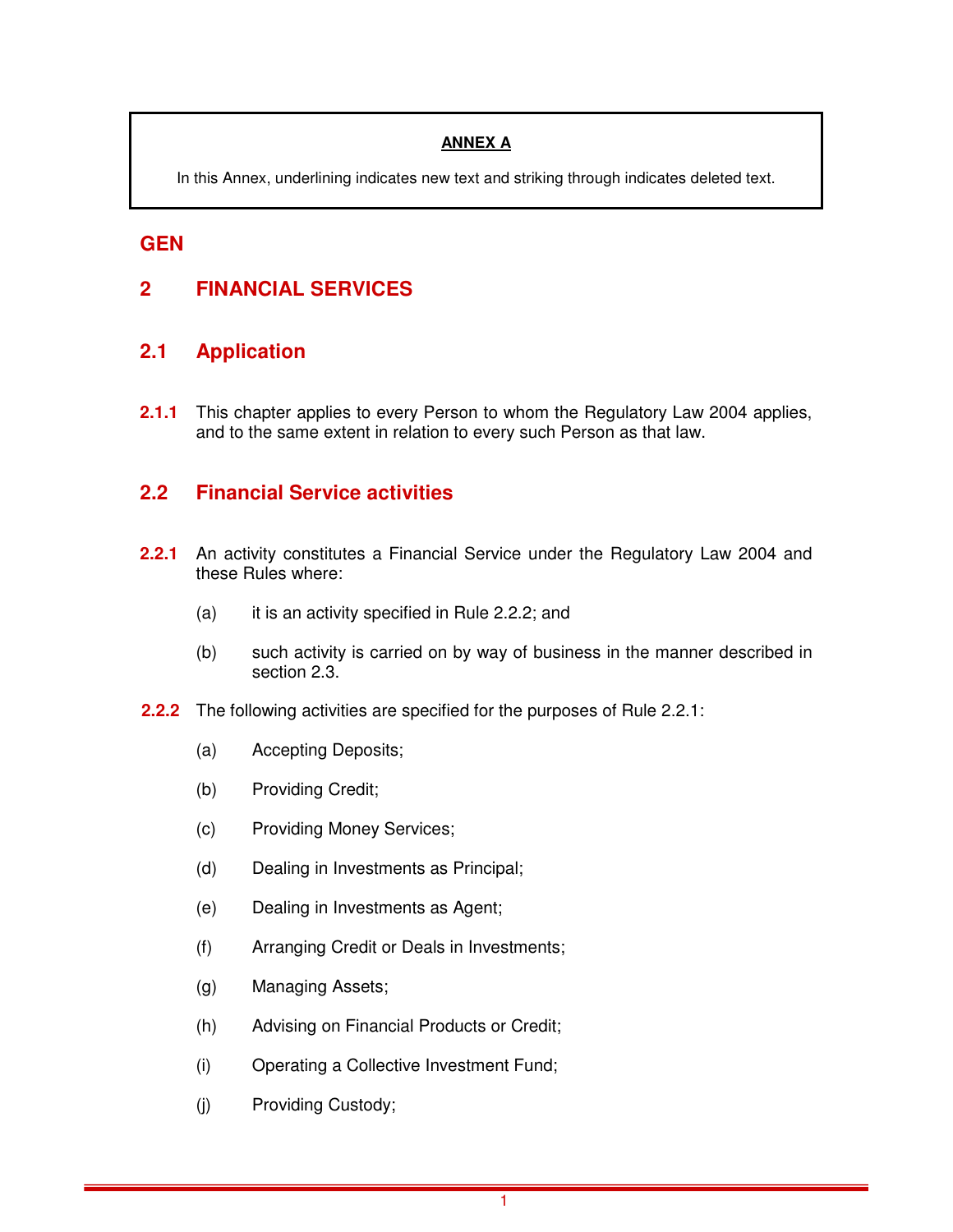**ANNEX A**

In this Annex, underlining indicates new text and striking through indicates deleted text.

# GEN

## 2 FINANCIAL SERVICES

### 2.1 Application

**2.1.1** This chapter applies to every Person to whom the Regulatory Law 2004 applies, and to the same extent in relation to every such Person as that law.

### 2.2 Financial Service activities

**2.2.1** An activity constitutes a Financial Service under the Regulatory Law 2004 and these Rules where:

(a) it is an activity specified in Rule 2.2.2; and

(b) such activity is carried on by way of business in the manner described in section 2.3.

**2.2.2** The following activities are specified for the purposes of Rule 2.2.1:

(a) Accepting Deposits;

(b) Providing Credit;

(c) Providing Money Services;

(d) Dealing in Investments as Principal;

(e) Dealing in Investments as Agent;

(f) Arranging Credit or Deals in Investments;

(g) Managing Assets;

(h) Advising on Financial Products or Credit;

(i) Operating a Collective Investment Fund;

(j) Providing Custody;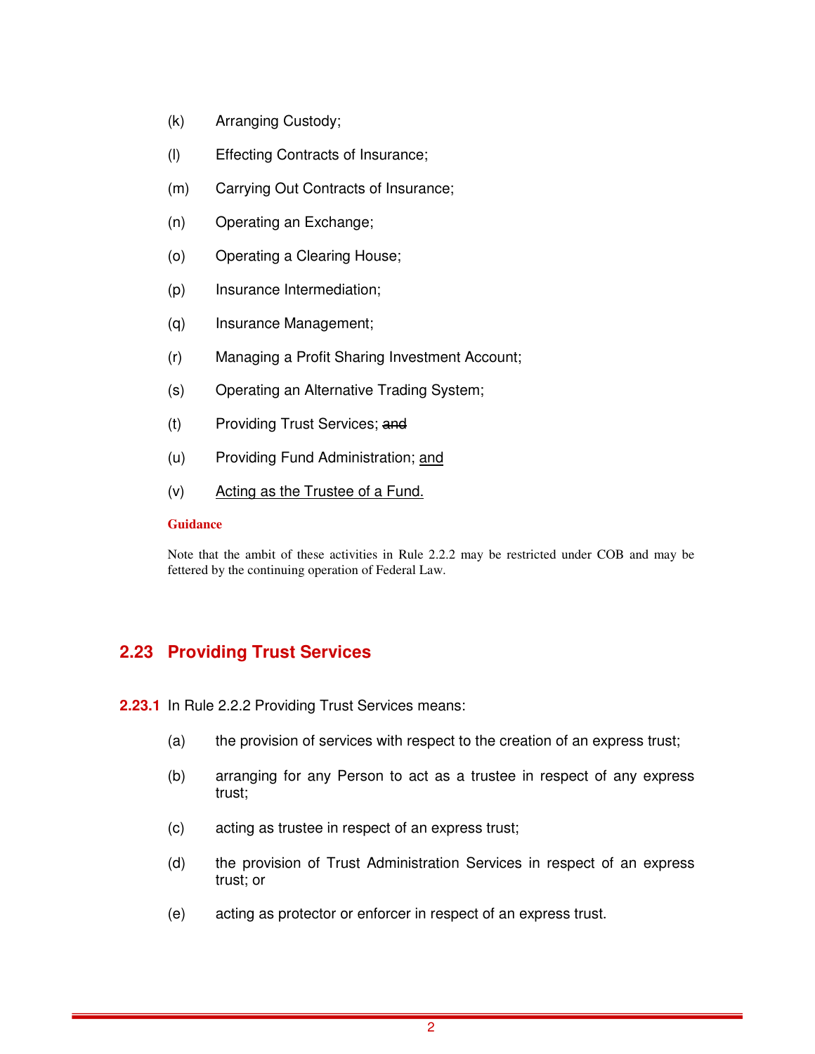(k) Arranging Custody;

(l) Effecting Contracts of Insurance;

(m) Carrying Out Contracts of Insurance;

(n) Operating an Exchange;

(o) Operating a Clearing House;

(p) Insurance Intermediation;

(q) Insurance Management;

(r) Managing a Profit Sharing Investment Account;

(s) Operating an Alternative Trading System;

(t) Providing Trust Services; ~~and~~

(u) Providing Fund Administration; <u>and</u>

(v) <u>Acting as the Trustee of a Fund.</u>

**Guidance**

Note that the ambit of these activities in Rule 2.2.2 may be restricted under COB and may be fettered by the continuing operation of Federal Law.

## 2.23 Providing Trust Services

**2.23.1** In Rule 2.2.2 Providing Trust Services means:

(a) the provision of services with respect to the creation of an express trust;

(b) arranging for any Person to act as a trustee in respect of any express trust;

(c) acting as trustee in respect of an express trust;

(d) the provision of Trust Administration Services in respect of an express trust; or

(e) acting as protector or enforcer in respect of an express trust.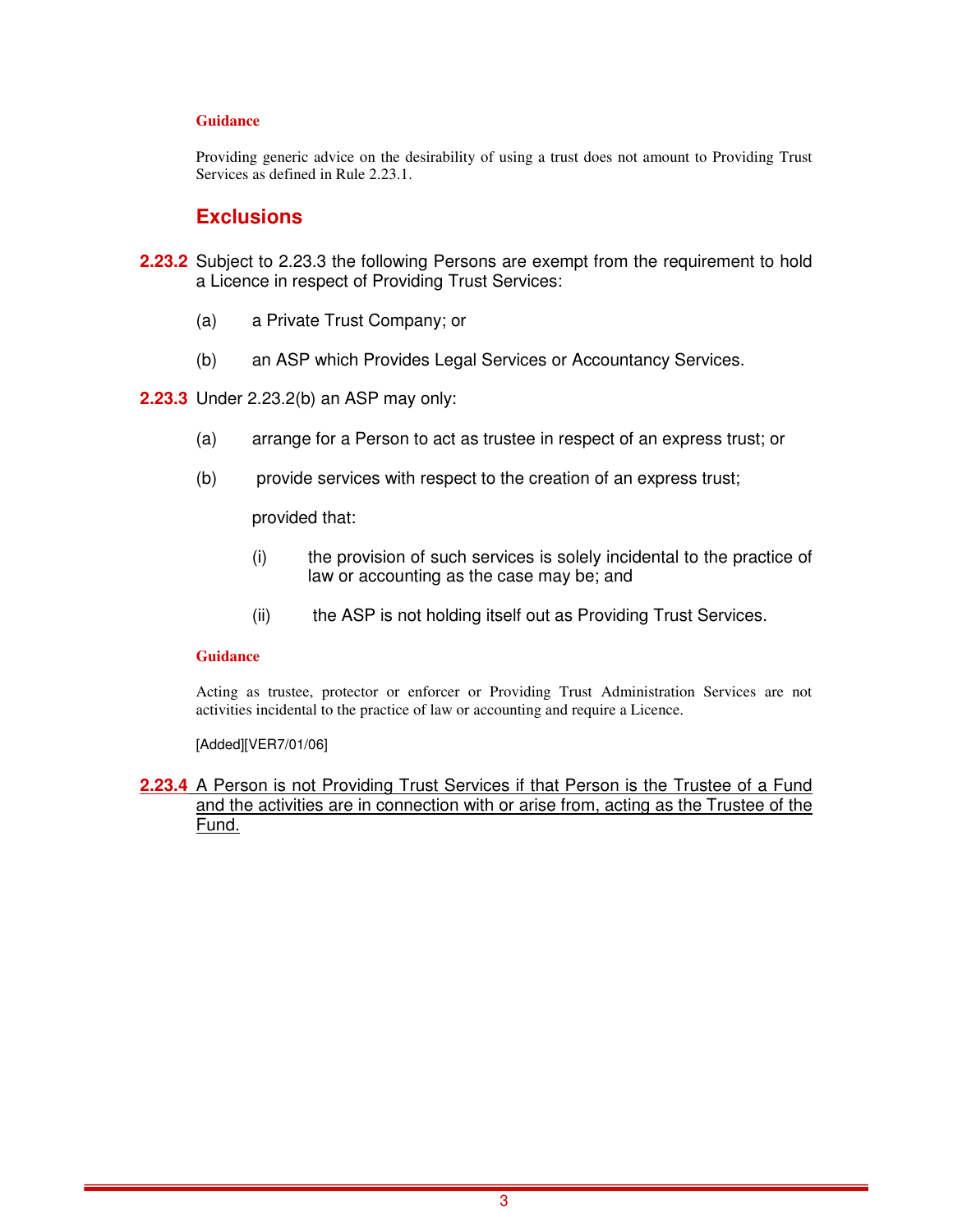**Guidance**

Providing generic advice on the desirability of using a trust does not amount to Providing Trust Services as defined in Rule 2.23.1.

## Exclusions

**2.23.2** Subject to 2.23.3 the following Persons are exempt from the requirement to hold a Licence in respect of Providing Trust Services:

(a) a Private Trust Company; or

(b) an ASP which Provides Legal Services or Accountancy Services.

**2.23.3** Under 2.23.2(b) an ASP may only:

(a) arrange for a Person to act as trustee in respect of an express trust; or

(b) provide services with respect to the creation of an express trust;

provided that:

(i) the provision of such services is solely incidental to the practice of law or accounting as the case may be; and

(ii) the ASP is not holding itself out as Providing Trust Services.

**Guidance**

Acting as trustee, protector or enforcer or Providing Trust Administration Services are not activities incidental to the practice of law or accounting and require a Licence.

[Added][VER7/01/06]

<u>**2.23.4** A Person is not Providing Trust Services if that Person is the Trustee of a Fund and the activities are in connection with or arise from, acting as the Trustee of the Fund.</u>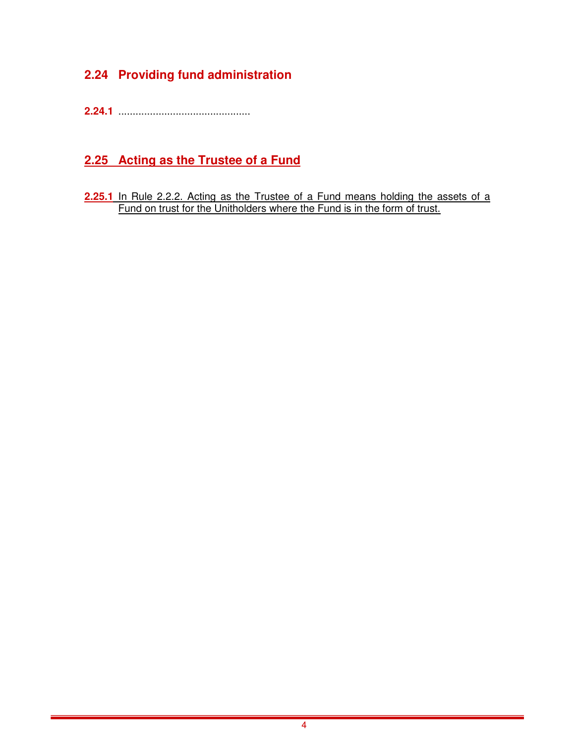## 2.24 Providing fund administration

**2.24.1** .............................................

## 2.25 Acting as the Trustee of a Fund

**2.25.1** In Rule 2.2.2. Acting as the Trustee of a Fund means holding the assets of a Fund on trust for the Unitholders where the Fund is in the form of trust.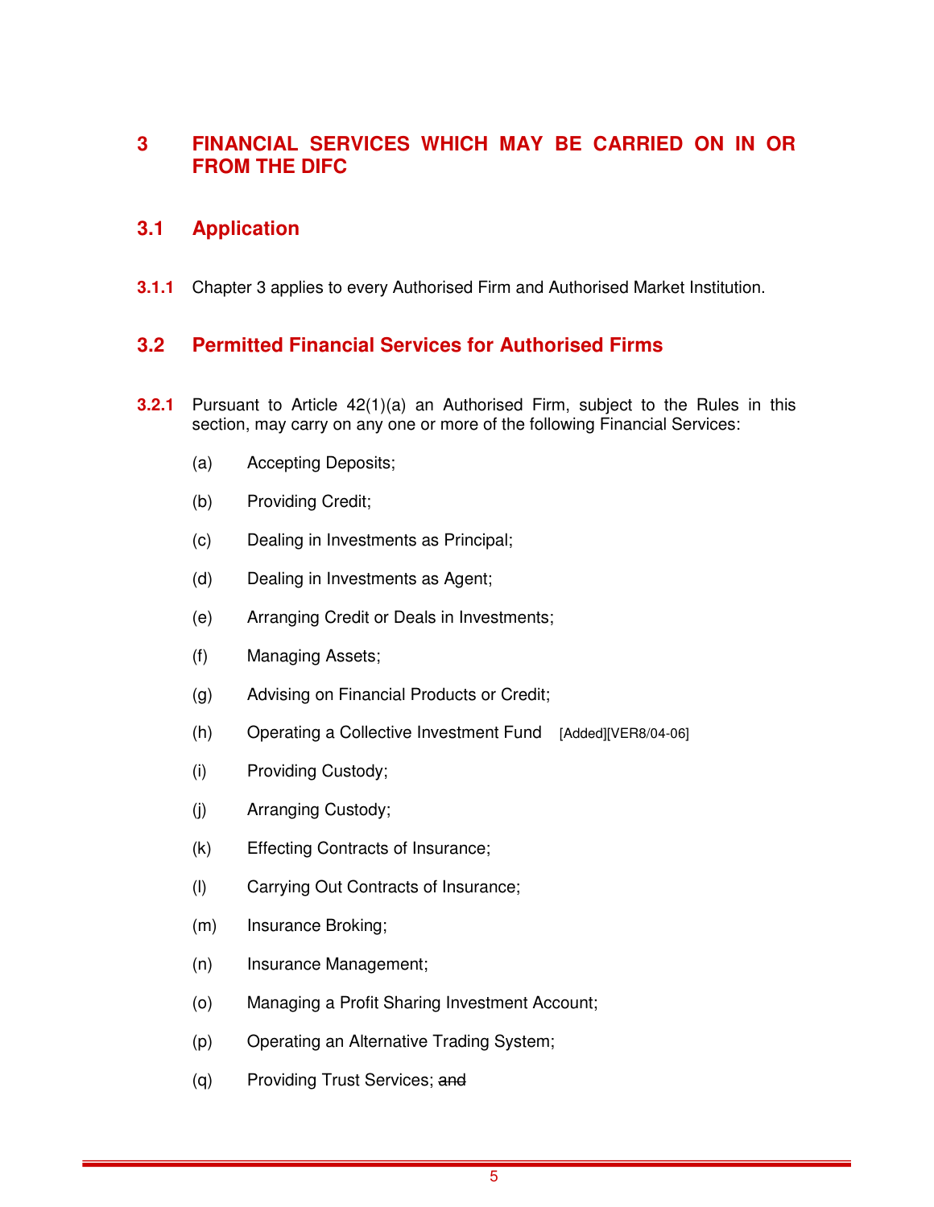# 3 FINANCIAL SERVICES WHICH MAY BE CARRIED ON IN OR FROM THE DIFC

## 3.1 Application

**3.1.1** Chapter 3 applies to every Authorised Firm and Authorised Market Institution.

## 3.2 Permitted Financial Services for Authorised Firms

**3.2.1** Pursuant to Article 42(1)(a) an Authorised Firm, subject to the Rules in this section, may carry on any one or more of the following Financial Services:

(a) Accepting Deposits;

(b) Providing Credit;

(c) Dealing in Investments as Principal;

(d) Dealing in Investments as Agent;

(e) Arranging Credit or Deals in Investments;

(f) Managing Assets;

(g) Advising on Financial Products or Credit;

(h) Operating a Collective Investment Fund [Added][VER8/04-06]

(i) Providing Custody;

(j) Arranging Custody;

(k) Effecting Contracts of Insurance;

(l) Carrying Out Contracts of Insurance;

(m) Insurance Broking;

(n) Insurance Management;

(o) Managing a Profit Sharing Investment Account;

(p) Operating an Alternative Trading System;

(q) Providing Trust Services; ~~and~~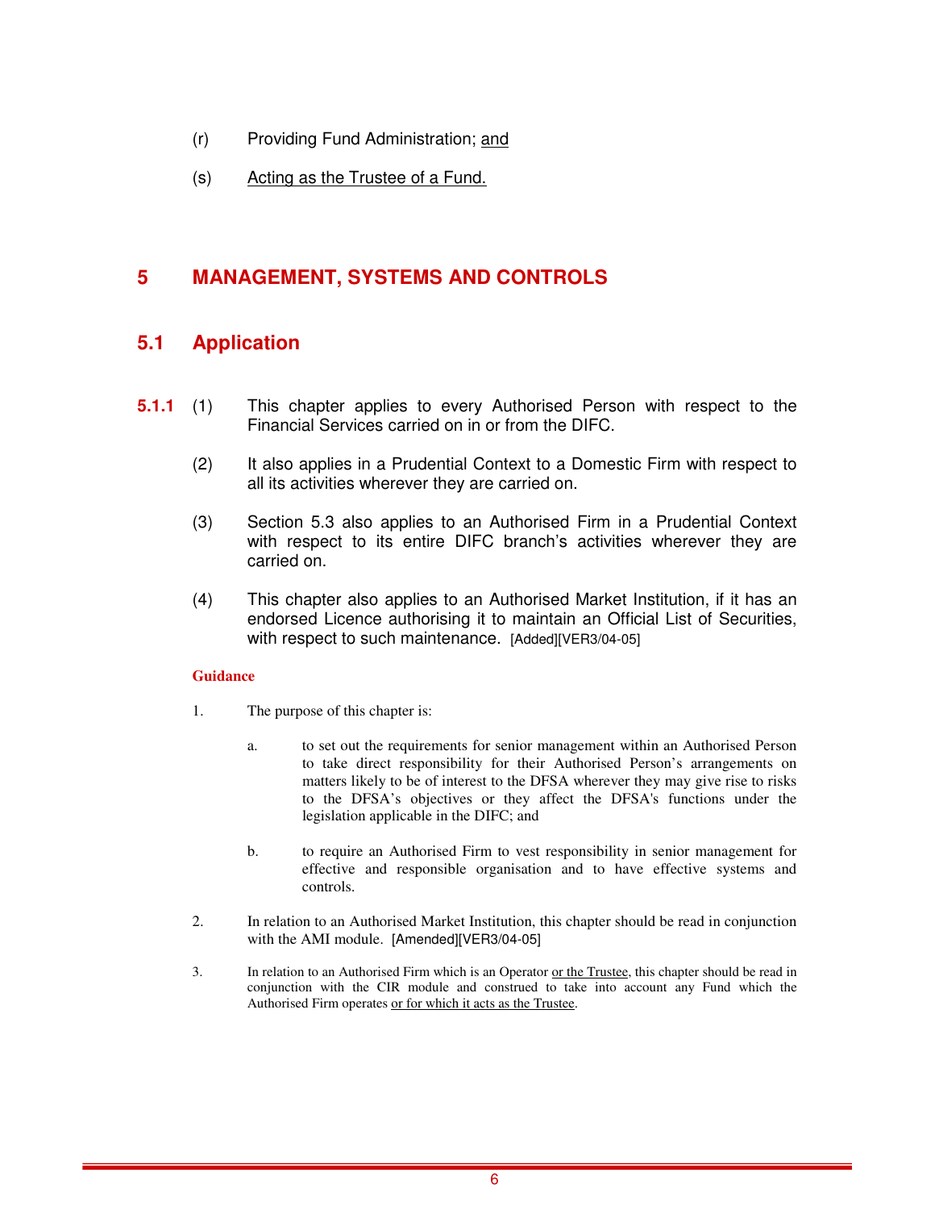(r) Providing Fund Administration; and

(s) Acting as the Trustee of a Fund.

# 5 MANAGEMENT, SYSTEMS AND CONTROLS

## 5.1 Application

**5.1.1** (1) This chapter applies to every Authorised Person with respect to the Financial Services carried on in or from the DIFC.

(2) It also applies in a Prudential Context to a Domestic Firm with respect to all its activities wherever they are carried on.

(3) Section 5.3 also applies to an Authorised Firm in a Prudential Context with respect to its entire DIFC branch's activities wherever they are carried on.

(4) This chapter also applies to an Authorised Market Institution, if it has an endorsed Licence authorising it to maintain an Official List of Securities, with respect to such maintenance. [Added][VER3/04-05]

**Guidance**

1. The purpose of this chapter is:

   a. to set out the requirements for senior management within an Authorised Person to take direct responsibility for their Authorised Person's arrangements on matters likely to be of interest to the DFSA wherever they may give rise to risks to the DFSA's objectives or they affect the DFSA's functions under the legislation applicable in the DIFC; and

   b. to require an Authorised Firm to vest responsibility in senior management for effective and responsible organisation and to have effective systems and controls.

2. In relation to an Authorised Market Institution, this chapter should be read in conjunction with the AMI module. [Amended][VER3/04-05]

3. In relation to an Authorised Firm which is an Operator or the Trustee, this chapter should be read in conjunction with the CIR module and construed to take into account any Fund which the Authorised Firm operates or for which it acts as the Trustee.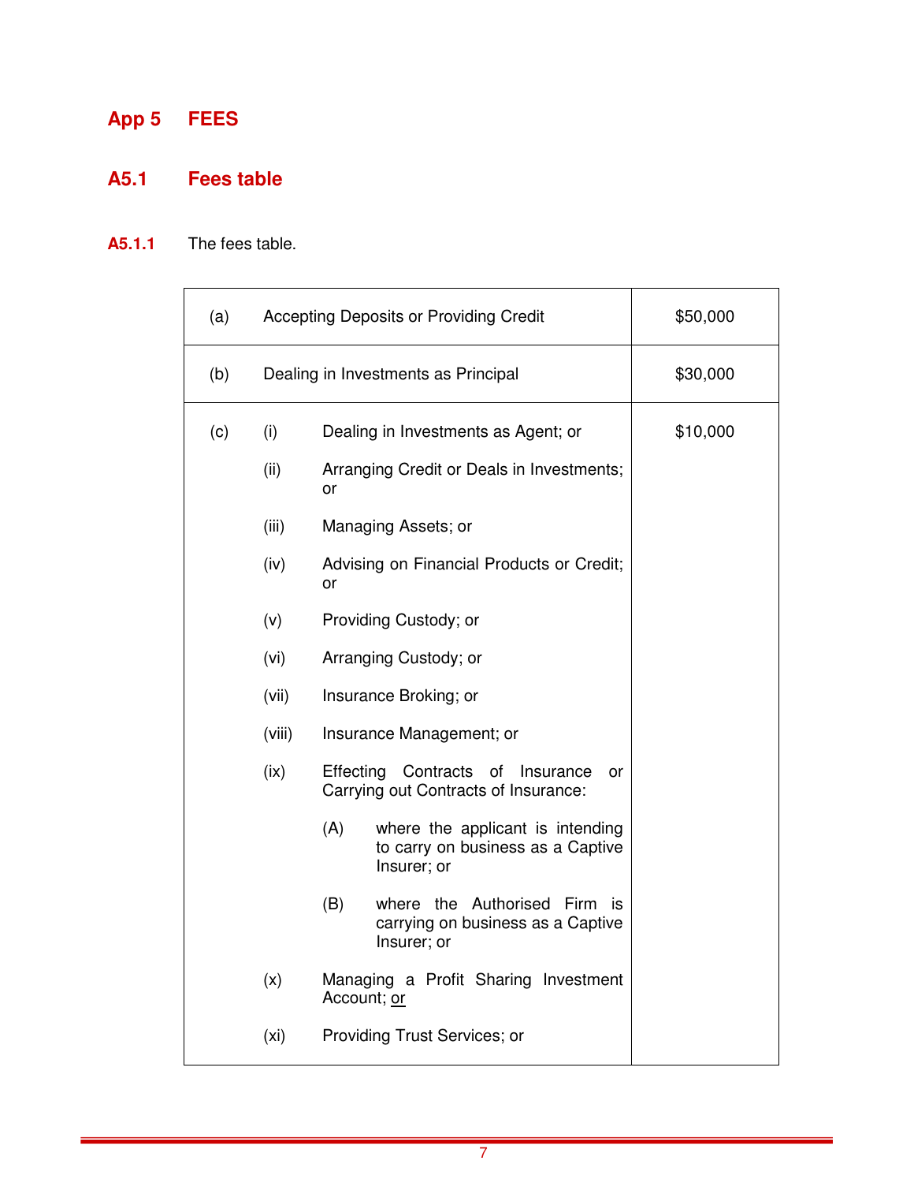# App 5 FEES

## A5.1 Fees table

**A5.1.1** The fees table.

| | | |
|---|---|---|
| (a) | Accepting Deposits or Providing Credit | $50,000 |
| (b) | Dealing in Investments as Principal | $30,000 |
| (c) | (i) Dealing in Investments as Agent; or<br><br>(ii) Arranging Credit or Deals in Investments; or<br><br>(iii) Managing Assets; or<br><br>(iv) Advising on Financial Products or Credit; or<br><br>(v) Providing Custody; or<br><br>(vi) Arranging Custody; or<br><br>(vii) Insurance Broking; or<br><br>(viii) Insurance Management; or<br><br>(ix) Effecting Contracts of Insurance or Carrying out Contracts of Insurance:<br><br>(A) where the applicant is intending to carry on business as a Captive Insurer; or<br><br>(B) where the Authorised Firm is carrying on business as a Captive Insurer; or<br><br>(x) Managing a Profit Sharing Investment Account; or<br><br>(xi) Providing Trust Services; or | $10,000 |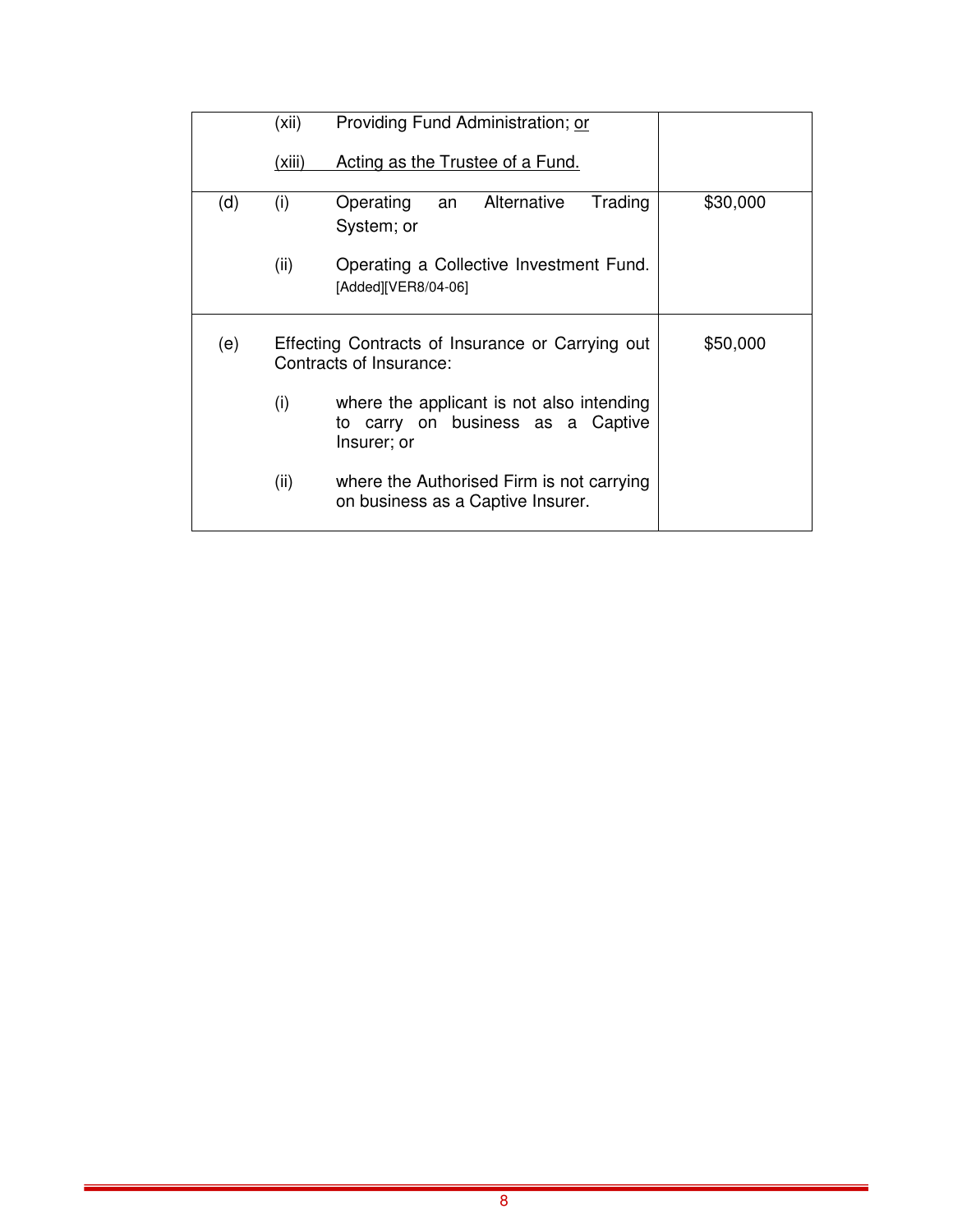| | | | |
|---|---|---|---|
| | (xii) | Providing Fund Administration; <u>or</u> | |
| | <u>(xiii)</u> | <u>Acting as the Trustee of a Fund.</u> | |
| (d) | (i) | Operating an Alternative Trading System; or | $30,000 |
| | (ii) | Operating a Collective Investment Fund. [Added][VER8/04-06] | |
| (e) | Effecting Contracts of Insurance or Carrying out Contracts of Insurance: | | $50,000 |
| | (i) | where the applicant is not also intending to carry on business as a Captive Insurer; or | |
| | (ii) | where the Authorised Firm is not carrying on business as a Captive Insurer. | |